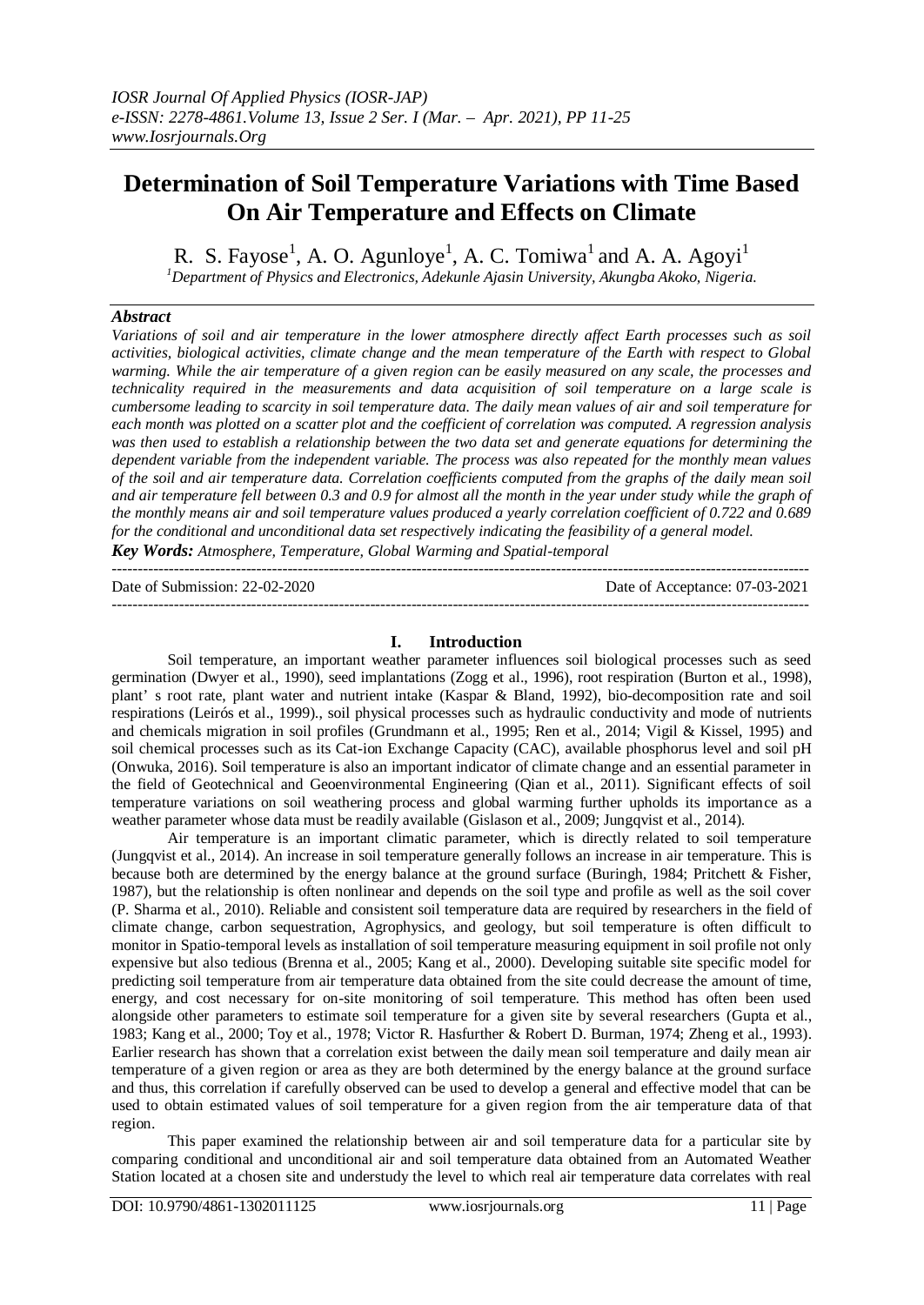# Determination of Soil Temperature Variations with Time Based On Air Temperature and Effects on Climate

R. S. Fayose[1], A. O. Agunloye[1], A. C. Tomiwa[1] and A. A. Agoyi[1]

[1]*Department of Physics and Electronics, Adekunle Ajasin University, Akungba Akoko, Nigeria.*

## Abstract

*Variations of soil and air temperature in the lower atmosphere directly affect Earth processes such as soil activities, biological activities, climate change and the mean temperature of the Earth with respect to Global warming. While the air temperature of a given region can be easily measured on any scale, the processes and technicality required in the measurements and data acquisition of soil temperature on a large scale is cumbersome leading to scarcity in soil temperature data. The daily mean values of air and soil temperature for each month was plotted on a scatter plot and the coefficient of correlation was computed. A regression analysis was then used to establish a relationship between the two data set and generate equations for determining the dependent variable from the independent variable. The process was also repeated for the monthly mean values of the soil and air temperature data. Correlation coefficients computed from the graphs of the daily mean soil and air temperature fell between 0.3 and 0.9 for almost all the month in the year under study while the graph of the monthly means air and soil temperature values produced a yearly correlation coefficient of 0.722 and 0.689 for the conditional and unconditional data set respectively indicating the feasibility of a general model.*

***Key Words:*** *Atmosphere, Temperature, Global Warming and Spatial-temporal*

---

Date of Submission: 22-02-2020 Date of Acceptance: 07-03-2021

---

## I. Introduction

Soil temperature, an important weather parameter influences soil biological processes such as seed germination (Dwyer et al., 1990), seed implantations (Zogg et al., 1996), root respiration (Burton et al., 1998), plant' s root rate, plant water and nutrient intake (Kaspar & Bland, 1992), bio-decomposition rate and soil respirations (Leirós et al., 1999)., soil physical processes such as hydraulic conductivity and mode of nutrients and chemicals migration in soil profiles (Grundmann et al., 1995; Ren et al., 2014; Vigil & Kissel, 1995) and soil chemical processes such as its Cat-ion Exchange Capacity (CAC), available phosphorus level and soil pH (Onwuka, 2016). Soil temperature is also an important indicator of climate change and an essential parameter in the field of Geotechnical and Geoenvironmental Engineering (Qian et al., 2011). Significant effects of soil temperature variations on soil weathering process and global warming further upholds its importance as a weather parameter whose data must be readily available (Gislason et al., 2009; Jungqvist et al., 2014).

Air temperature is an important climatic parameter, which is directly related to soil temperature (Jungqvist et al., 2014). An increase in soil temperature generally follows an increase in air temperature. This is because both are determined by the energy balance at the ground surface (Buringh, 1984; Pritchett & Fisher, 1987), but the relationship is often nonlinear and depends on the soil type and profile as well as the soil cover (P. Sharma et al., 2010). Reliable and consistent soil temperature data are required by researchers in the field of climate change, carbon sequestration, Agrophysics, and geology, but soil temperature is often difficult to monitor in Spatio-temporal levels as installation of soil temperature measuring equipment in soil profile not only expensive but also tedious (Brenna et al., 2005; Kang et al., 2000). Developing suitable site specific model for predicting soil temperature from air temperature data obtained from the site could decrease the amount of time, energy, and cost necessary for on-site monitoring of soil temperature. This method has often been used alongside other parameters to estimate soil temperature for a given site by several researchers (Gupta et al., 1983; Kang et al., 2000; Toy et al., 1978; Victor R. Hasfurther & Robert D. Burman, 1974; Zheng et al., 1993). Earlier research has shown that a correlation exist between the daily mean soil temperature and daily mean air temperature of a given region or area as they are both determined by the energy balance at the ground surface and thus, this correlation if carefully observed can be used to develop a general and effective model that can be used to obtain estimated values of soil temperature for a given region from the air temperature data of that region.

This paper examined the relationship between air and soil temperature data for a particular site by comparing conditional and unconditional air and soil temperature data obtained from an Automated Weather Station located at a chosen site and understudy the level to which real air temperature data correlates with real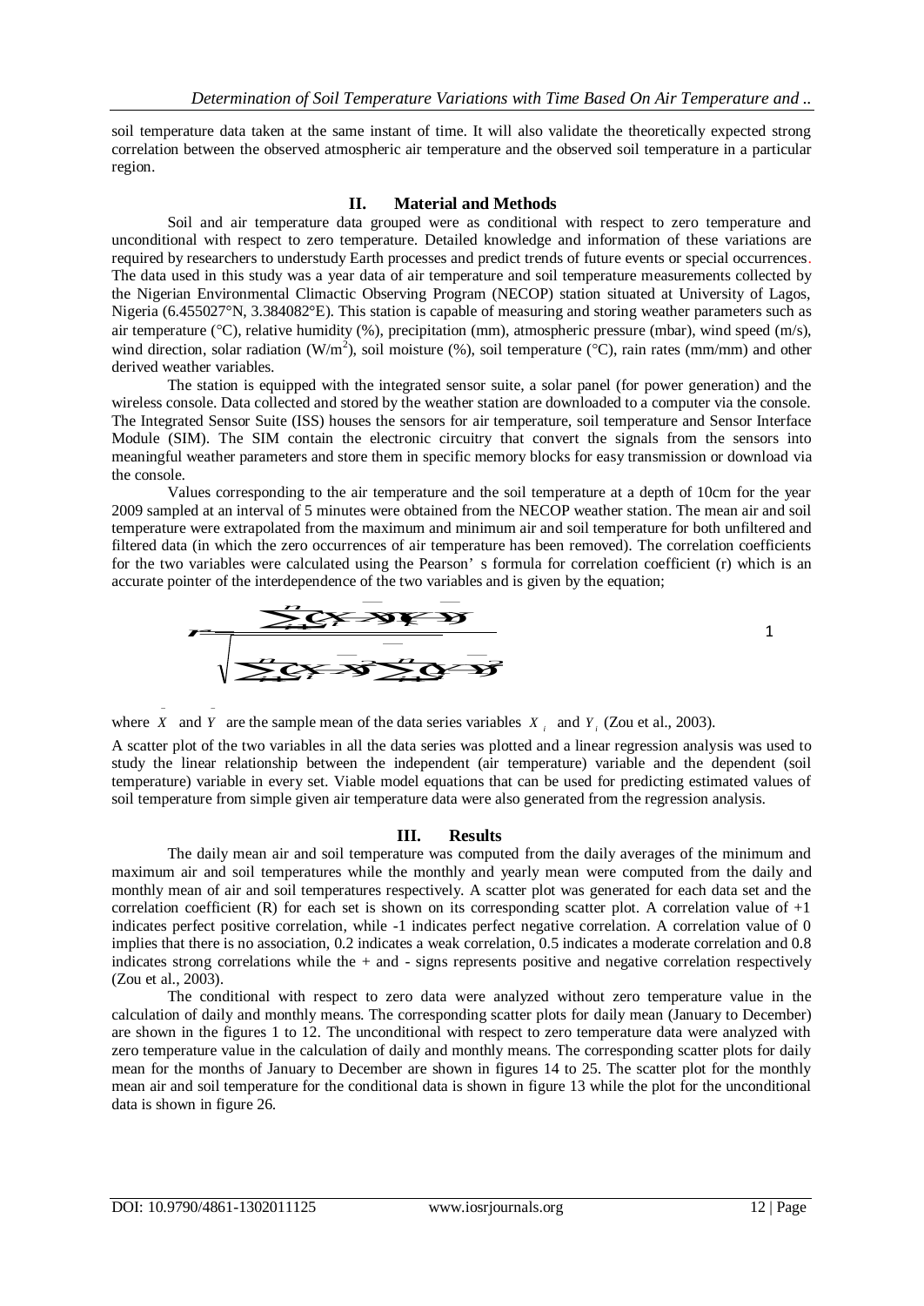soil temperature data taken at the same instant of time. It will also validate the theoretically expected strong correlation between the observed atmospheric air temperature and the observed soil temperature in a particular region.

## II. Material and Methods

Soil and air temperature data grouped were as conditional with respect to zero temperature and unconditional with respect to zero temperature. Detailed knowledge and information of these variations are required by researchers to understudy Earth processes and predict trends of future events or special occurrences. The data used in this study was a year data of air temperature and soil temperature measurements collected by the Nigerian Environmental Climactic Observing Program (NECOP) station situated at University of Lagos, Nigeria (6.455027°N, 3.384082°E). This station is capable of measuring and storing weather parameters such as air temperature (°C), relative humidity (%), precipitation (mm), atmospheric pressure (mbar), wind speed (m/s), wind direction, solar radiation (W/m$^2$), soil moisture (%), soil temperature (°C), rain rates (mm/mm) and other derived weather variables.

The station is equipped with the integrated sensor suite, a solar panel (for power generation) and the wireless console. Data collected and stored by the weather station are downloaded to a computer via the console. The Integrated Sensor Suite (ISS) houses the sensors for air temperature, soil temperature and Sensor Interface Module (SIM). The SIM contain the electronic circuitry that convert the signals from the sensors into meaningful weather parameters and store them in specific memory blocks for easy transmission or download via the console.

Values corresponding to the air temperature and the soil temperature at a depth of 10cm for the year 2009 sampled at an interval of 5 minutes were obtained from the NECOP weather station. The mean air and soil temperature were extrapolated from the maximum and minimum air and soil temperature for both unfiltered and filtered data (in which the zero occurrences of air temperature has been removed). The correlation coefficients for the two variables were calculated using the Pearson' s formula for correlation coefficient (r) which is an accurate pointer of the interdependence of the two variables and is given by the equation;

$$r = \frac{\sum_{i=1}^{n}(X_i - \bar{X})(Y_i - \bar{Y})}{\sqrt{\sum_{i=1}^{n}(X_i - \bar{X})^2 \sum_{i=1}^{n}(Y_i - \bar{Y})^2}} \quad (1)$$

where $\bar{X}$ and $\bar{Y}$ are the sample mean of the data series variables $X_i$ and $Y_i$ (Zou et al., 2003).

A scatter plot of the two variables in all the data series was plotted and a linear regression analysis was used to study the linear relationship between the independent (air temperature) variable and the dependent (soil temperature) variable in every set. Viable model equations that can be used for predicting estimated values of soil temperature from simple given air temperature data were also generated from the regression analysis.

## III. Results

The daily mean air and soil temperature was computed from the daily averages of the minimum and maximum air and soil temperatures while the monthly and yearly mean were computed from the daily and monthly mean of air and soil temperatures respectively. A scatter plot was generated for each data set and the correlation coefficient (R) for each set is shown on its corresponding scatter plot. A correlation value of +1 indicates perfect positive correlation, while -1 indicates perfect negative correlation. A correlation value of 0 implies that there is no association, 0.2 indicates a weak correlation, 0.5 indicates a moderate correlation and 0.8 indicates strong correlations while the + and - signs represents positive and negative correlation respectively (Zou et al., 2003).

The conditional with respect to zero data were analyzed without zero temperature value in the calculation of daily and monthly means. The corresponding scatter plots for daily mean (January to December) are shown in the figures 1 to 12. The unconditional with respect to zero temperature data were analyzed with zero temperature value in the calculation of daily and monthly means. The corresponding scatter plots for daily mean for the months of January to December are shown in figures 14 to 25. The scatter plot for the monthly mean air and soil temperature for the conditional data is shown in figure 13 while the plot for the unconditional data is shown in figure 26.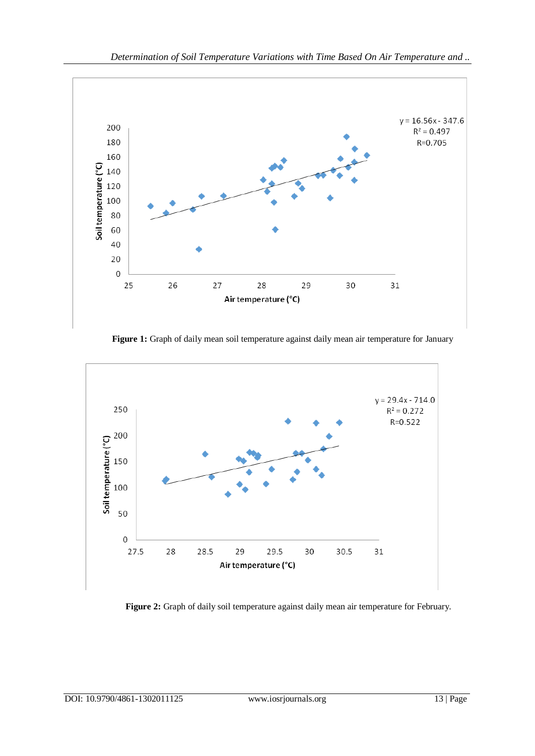**Figure 1:** Graph of daily mean soil temperature against daily mean air temperature for January

**Figure 2:** Graph of daily soil temperature against daily mean air temperature for February.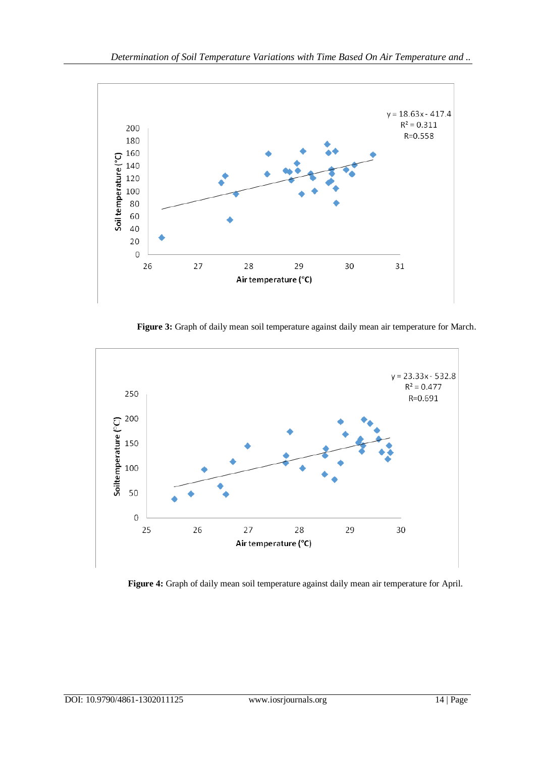Figure 3: Graph of daily mean soil temperature against daily mean air temperature for March.

Figure 4: Graph of daily mean soil temperature against daily mean air temperature for April.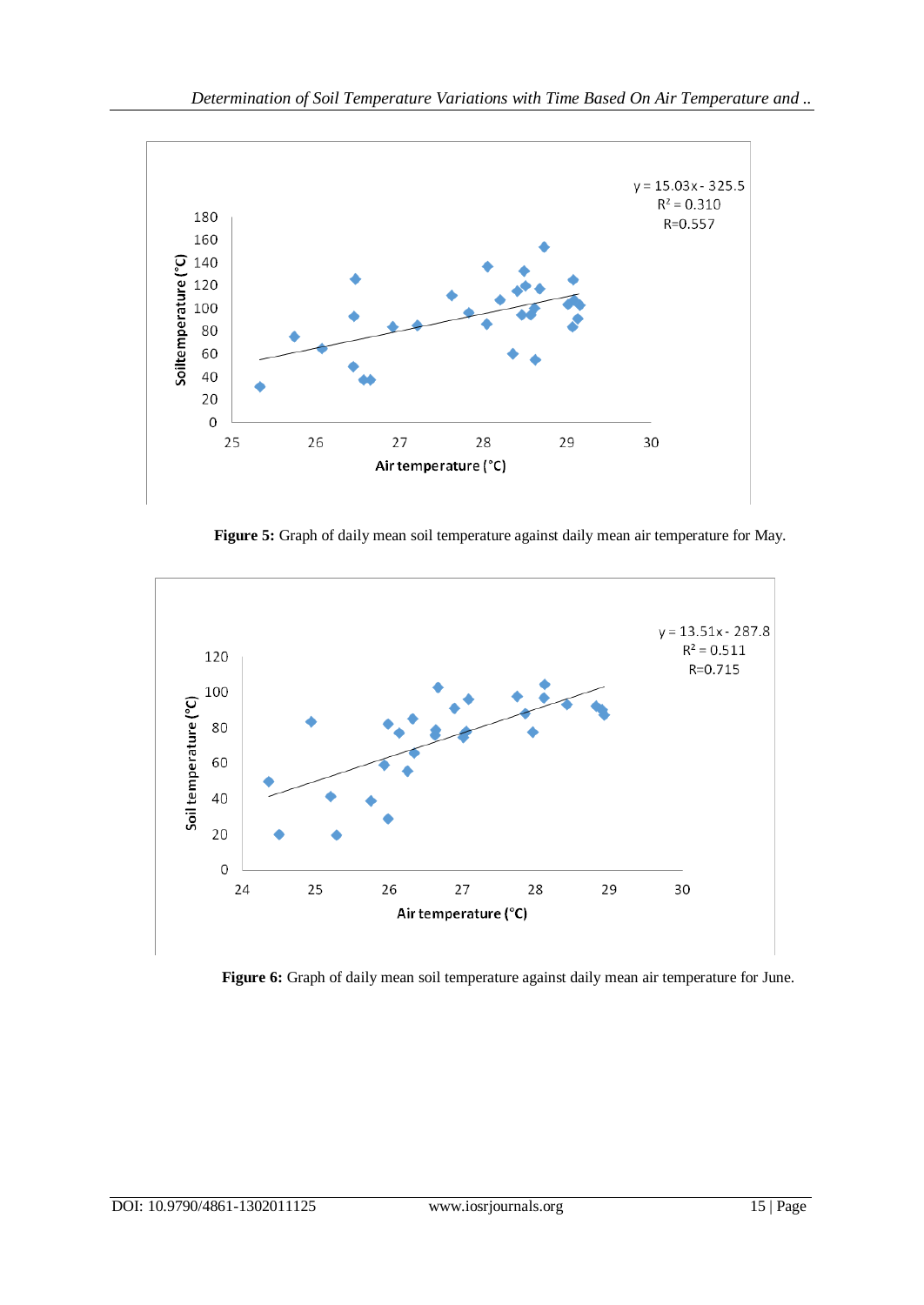**Figure 5:** Graph of daily mean soil temperature against daily mean air temperature for May.

**Figure 6:** Graph of daily mean soil temperature against daily mean air temperature for June.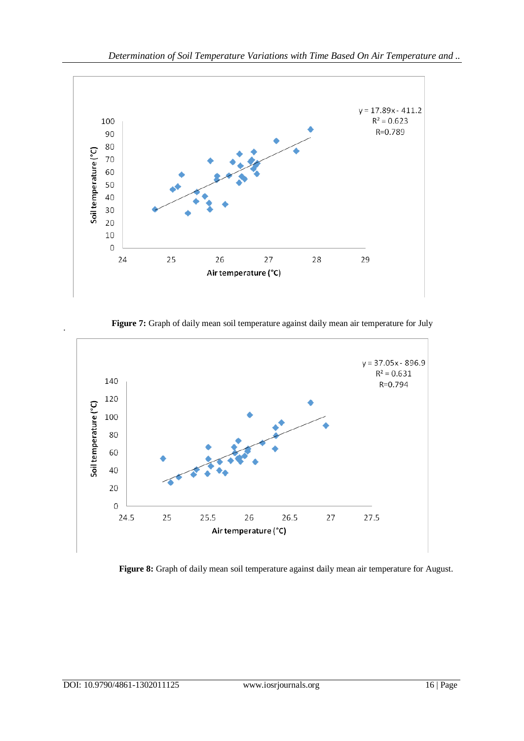y = 17.89x - 411.2
$R^2$ = 0.623
R=0.789

Soil temperature (°C)

Air temperature (°C)

**Figure 7:** Graph of daily mean soil temperature against daily mean air temperature for July

y = 37.05x - 896.9
$R^2$ = 0.631
R=0.794

Soil temperature (°C)

Air temperature (°C)

**Figure 8:** Graph of daily mean soil temperature against daily mean air temperature for August.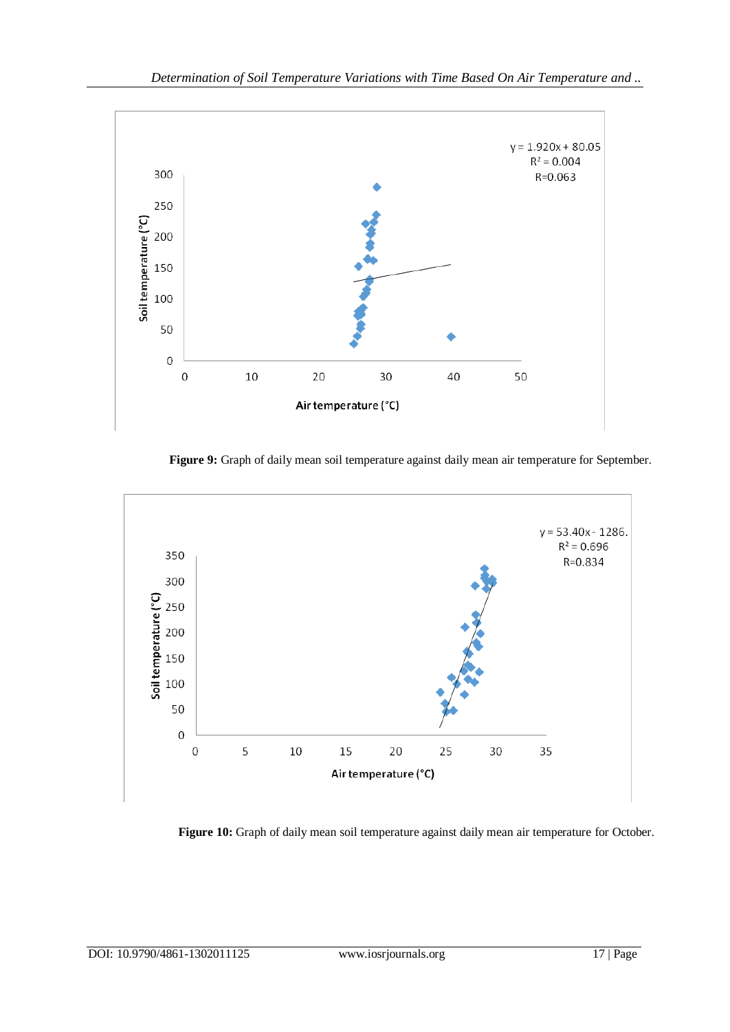**Figure 9:** Graph of daily mean soil temperature against daily mean air temperature for September.

**Figure 10:** Graph of daily mean soil temperature against daily mean air temperature for October.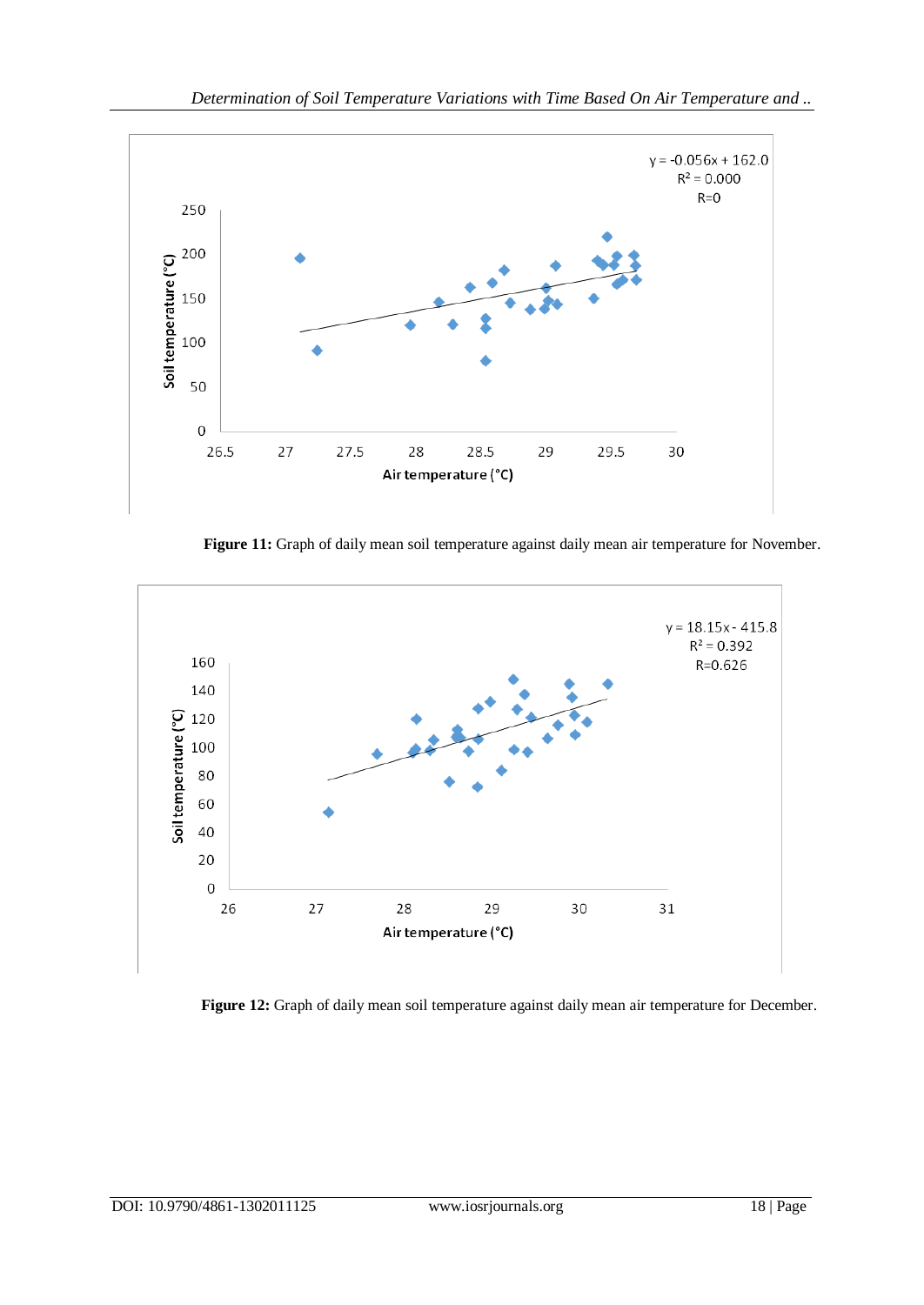y = -0.056x + 162.0
$R^2$ = 0.000
R=0

**Figure 11:** Graph of daily mean soil temperature against daily mean air temperature for November.

y = 18.15x - 415.8
$R^2$ = 0.392
R=0.626

**Figure 12:** Graph of daily mean soil temperature against daily mean air temperature for December.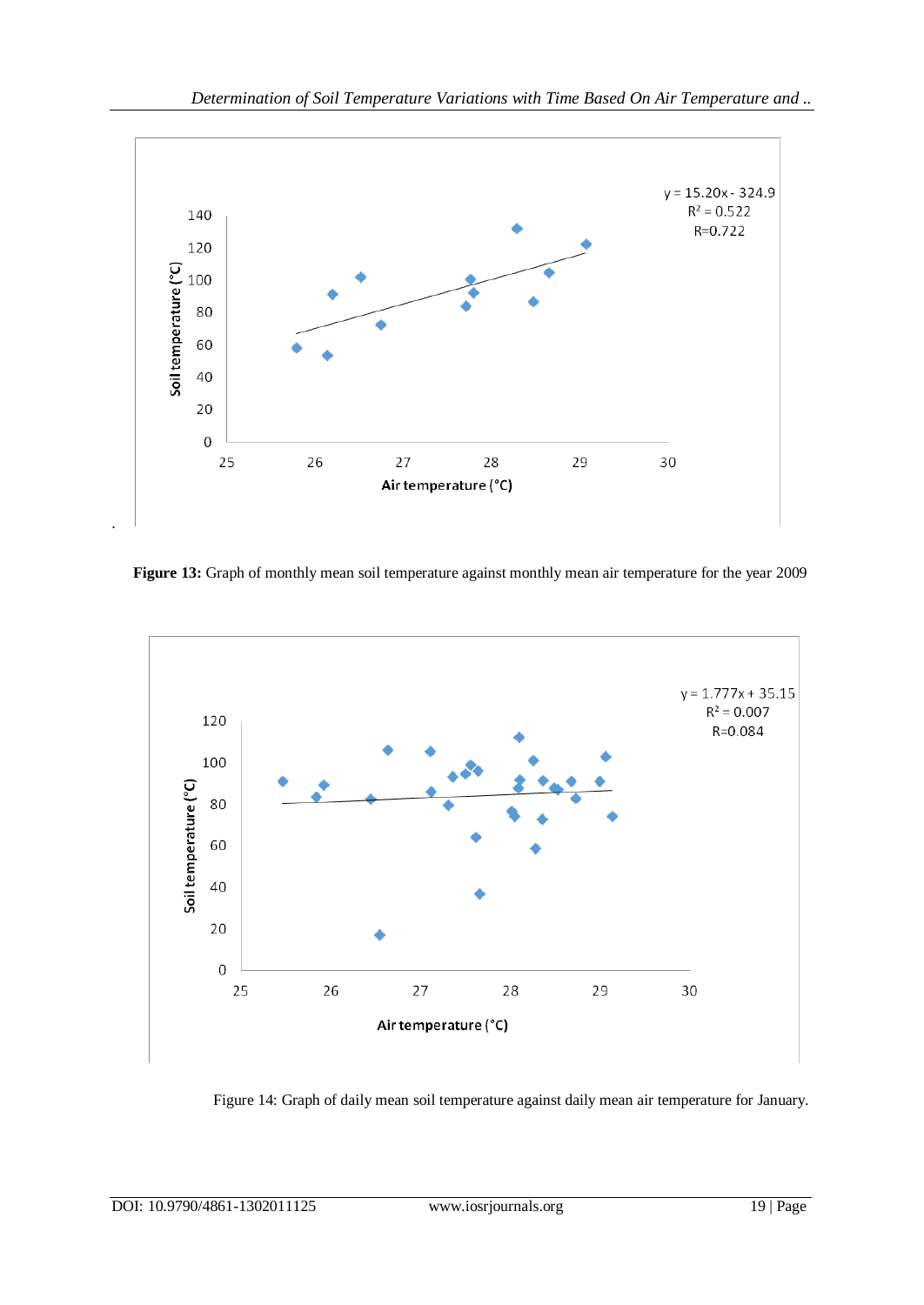$y = 15.20x - 324.9$
$R^2 = 0.522$
$R = 0.722$

Soil temperature (°C)

Air temperature (°C)

**Figure 13:** Graph of monthly mean soil temperature against monthly mean air temperature for the year 2009

$y = 1.777x + 35.15$
$R^2 = 0.007$
$R = 0.084$

Soil temperature (°C)

Air temperature (°C)

Figure 14: Graph of daily mean soil temperature against daily mean air temperature for January.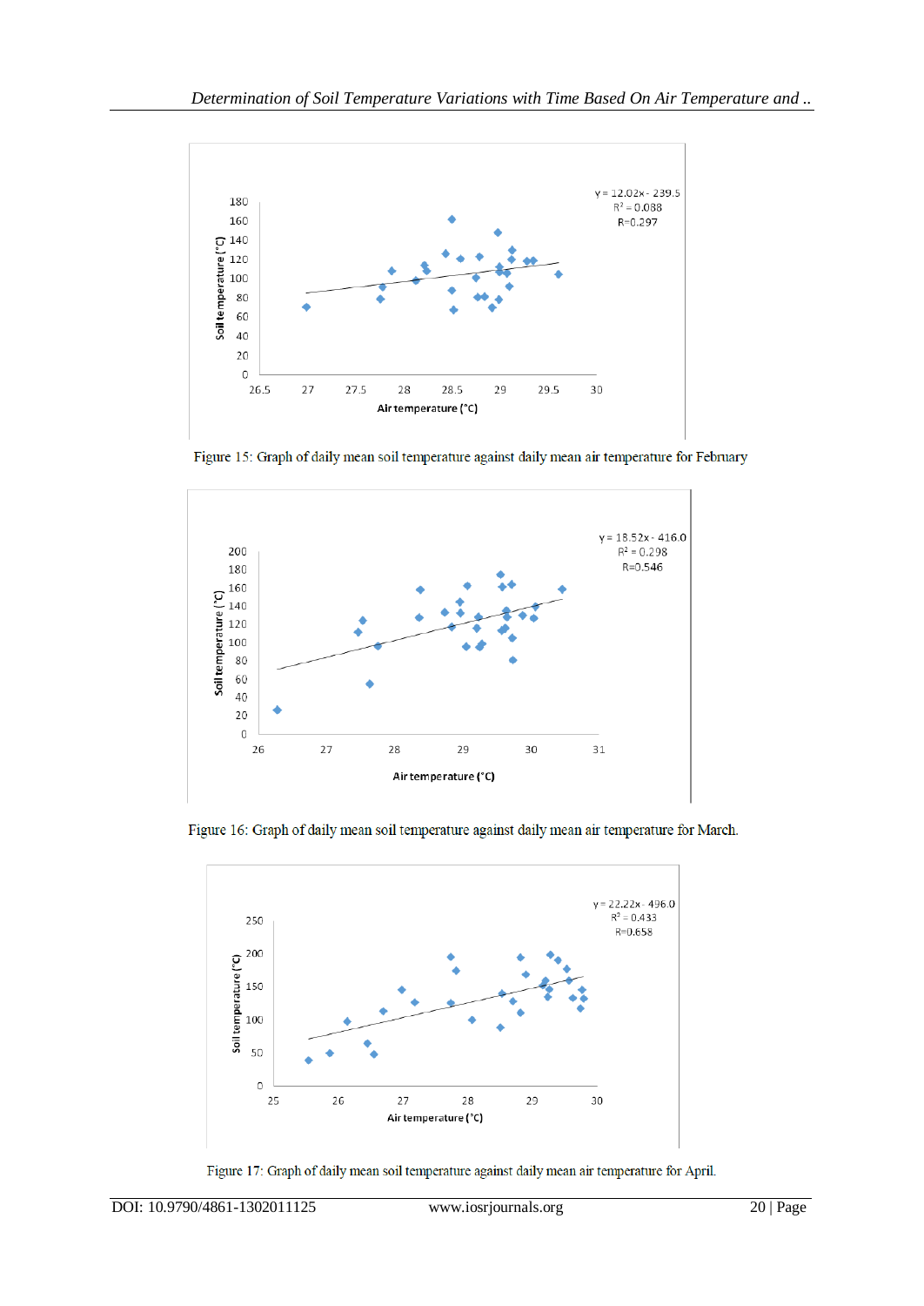y = 12.02x - 239.5
$R^2 = 0.088$
R=0.297

Figure 15: Graph of daily mean soil temperature against daily mean air temperature for February

y = 18.52x - 416.0
$R^2 = 0.298$
R=0.546

Figure 16: Graph of daily mean soil temperature against daily mean air temperature for March.

y = 22.22x - 496.0
$R^2 = 0.433$
R=0.658

Figure 17: Graph of daily mean soil temperature against daily mean air temperature for April.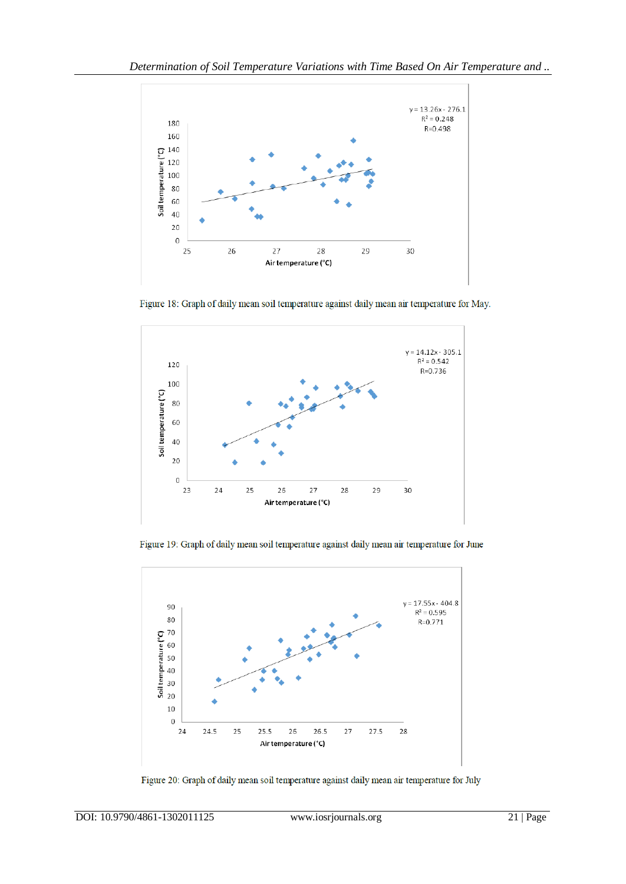y = 13.26x - 276.1
$R^2$ = 0.248
R=0.498

Figure 18: Graph of daily mean soil temperature against daily mean air temperature for May.

y = 14.12x - 305.1
$R^2$ = 0.542
R=0.736

Figure 19: Graph of daily mean soil temperature against daily mean air temperature for June

y = 17.55x - 404.8
$R^2$ = 0.595
R=0.771

Figure 20: Graph of daily mean soil temperature against daily mean air temperature for July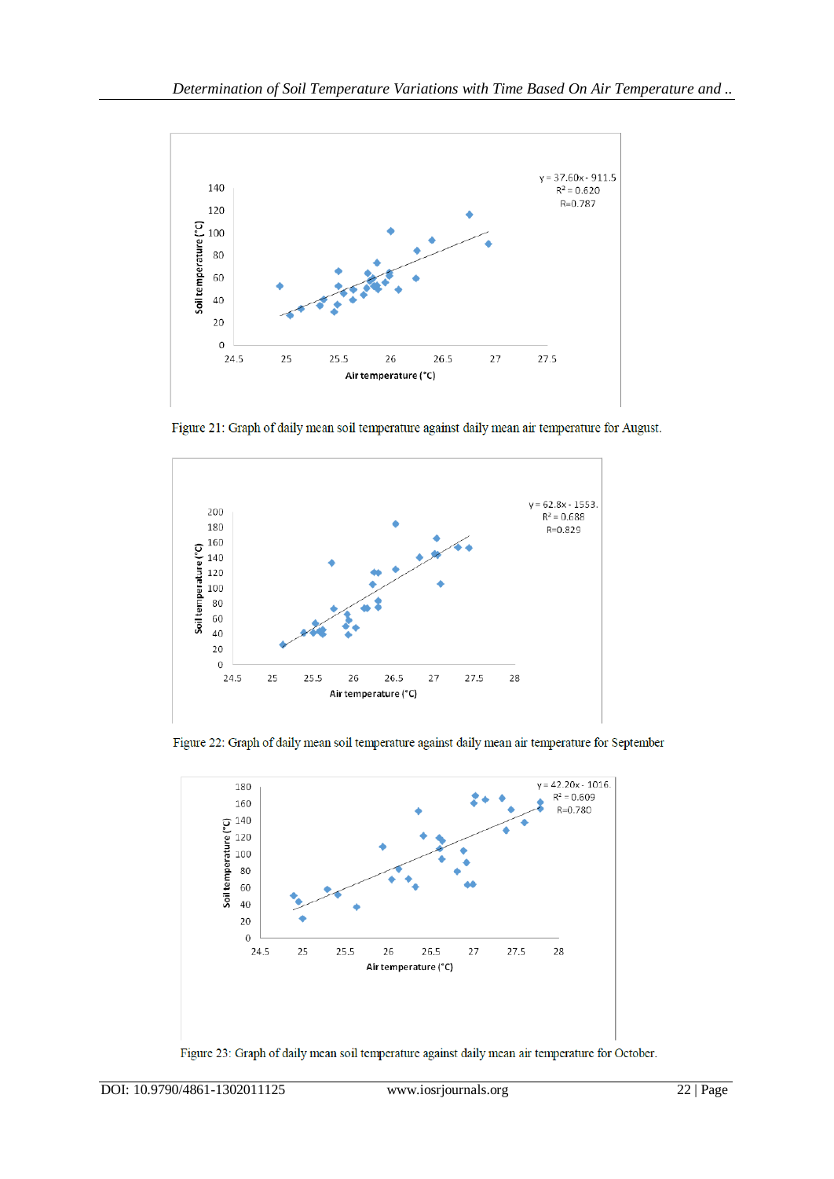Figure 21: Graph of daily mean soil temperature against daily mean air temperature for August.

Figure 22: Graph of daily mean soil temperature against daily mean air temperature for September

Figure 23: Graph of daily mean soil temperature against daily mean air temperature for October.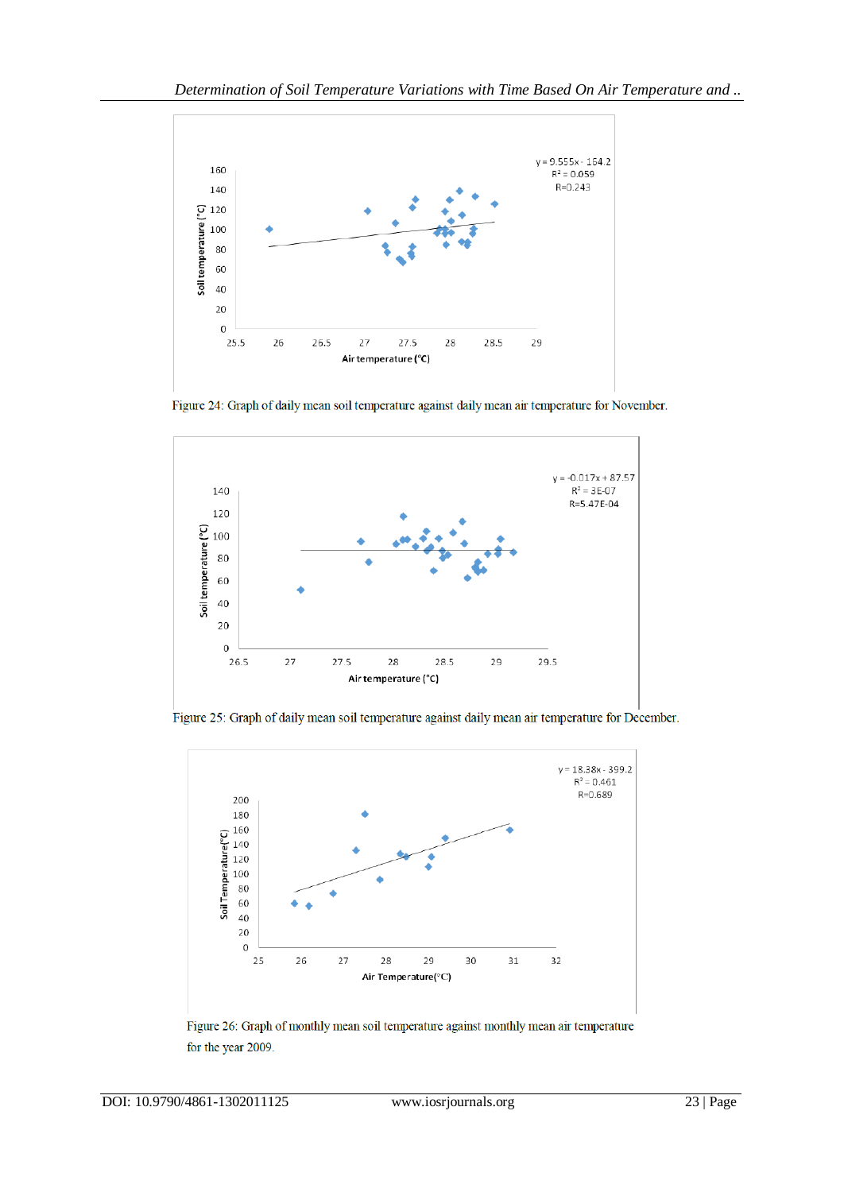Figure 24: Graph of daily mean soil temperature against daily mean air temperature for November.

Figure 25: Graph of daily mean soil temperature against daily mean air temperature for December.

Figure 26: Graph of monthly mean soil temperature against monthly mean air temperature for the year 2009.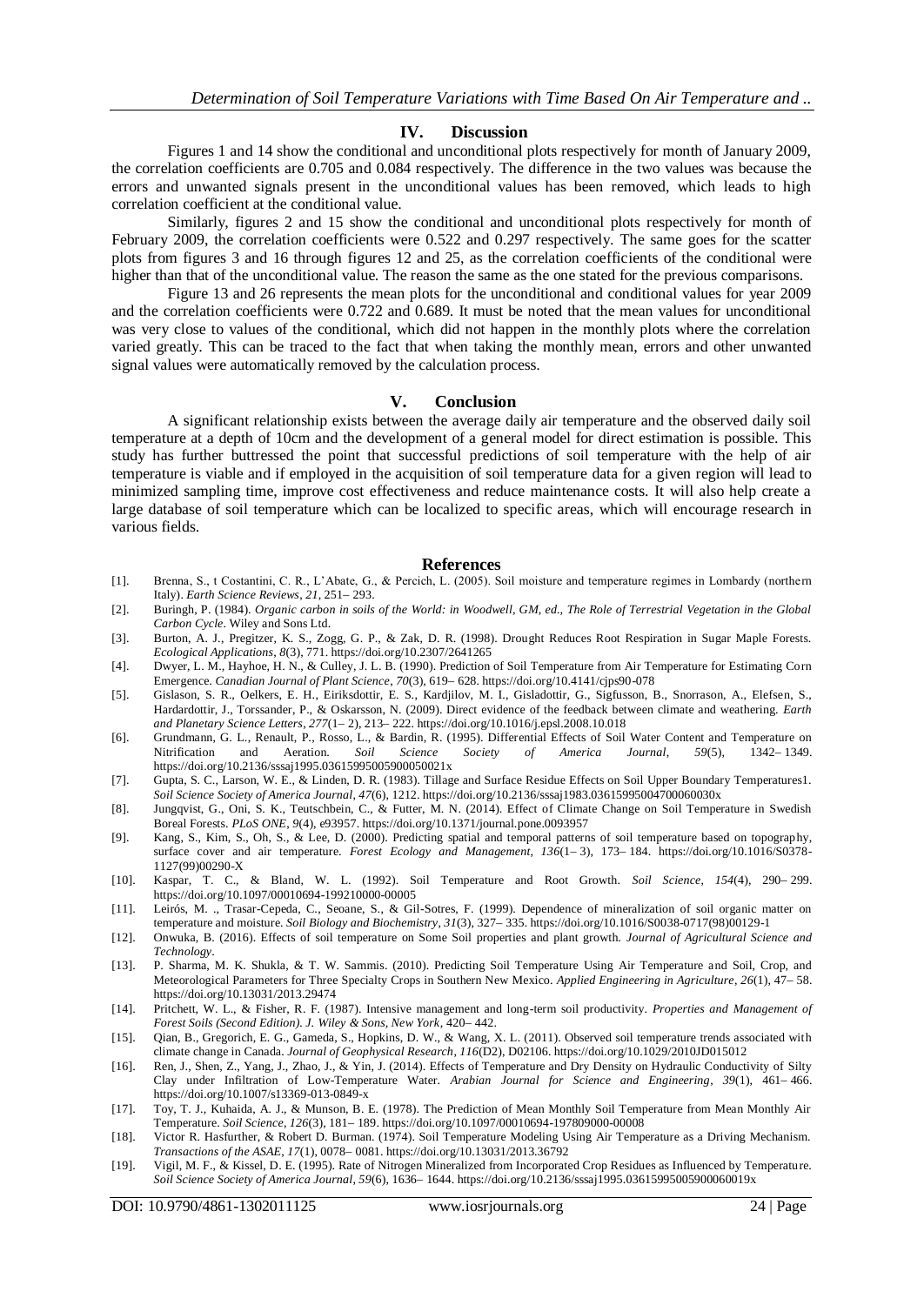## IV. Discussion

Figures 1 and 14 show the conditional and unconditional plots respectively for month of January 2009, the correlation coefficients are 0.705 and 0.084 respectively. The difference in the two values was because the errors and unwanted signals present in the unconditional values has been removed, which leads to high correlation coefficient at the conditional value.

Similarly, figures 2 and 15 show the conditional and unconditional plots respectively for month of February 2009, the correlation coefficients were 0.522 and 0.297 respectively. The same goes for the scatter plots from figures 3 and 16 through figures 12 and 25, as the correlation coefficients of the conditional were higher than that of the unconditional value. The reason the same as the one stated for the previous comparisons.

Figure 13 and 26 represents the mean plots for the unconditional and conditional values for year 2009 and the correlation coefficients were 0.722 and 0.689. It must be noted that the mean values for unconditional was very close to values of the conditional, which did not happen in the monthly plots where the correlation varied greatly. This can be traced to the fact that when taking the monthly mean, errors and other unwanted signal values were automatically removed by the calculation process.

## V. Conclusion

A significant relationship exists between the average daily air temperature and the observed daily soil temperature at a depth of 10cm and the development of a general model for direct estimation is possible. This study has further buttressed the point that successful predictions of soil temperature with the help of air temperature is viable and if employed in the acquisition of soil temperature data for a given region will lead to minimized sampling time, improve cost effectiveness and reduce maintenance costs. It will also help create a large database of soil temperature which can be localized to specific areas, which will encourage research in various fields.

## References

[1]. Brenna, S., t Costantini, C. R., L'Abate, G., & Percich, L. (2005). Soil moisture and temperature regimes in Lombardy (northern Italy). *Earth Science Reviews*, *21*, 251– 293.

[2]. Buringh, P. (1984). *Organic carbon in soils of the World: in Woodwell, GM, ed., The Role of Terrestrial Vegetation in the Global Carbon Cycle*. Wiley and Sons Ltd.

[3]. Burton, A. J., Pregitzer, K. S., Zogg, G. P., & Zak, D. R. (1998). Drought Reduces Root Respiration in Sugar Maple Forests. *Ecological Applications*, *8*(3), 771. https://doi.org/10.2307/2641265

[4]. Dwyer, L. M., Hayhoe, H. N., & Culley, J. L. B. (1990). Prediction of Soil Temperature from Air Temperature for Estimating Corn Emergence. *Canadian Journal of Plant Science*, *70*(3), 619– 628. https://doi.org/10.4141/cjps90-078

[5]. Gislason, S. R., Oelkers, E. H., Eiriksdottir, E. S., Kardjilov, M. I., Gisladottir, G., Sigfusson, B., Snorrason, A., Elefsen, S., Hardardottir, J., Torssander, P., & Oskarsson, N. (2009). Direct evidence of the feedback between climate and weathering. *Earth and Planetary Science Letters*, *277*(1– 2), 213– 222. https://doi.org/10.1016/j.epsl.2008.10.018

[6]. Grundmann, G. L., Renault, P., Rosso, L., & Bardin, R. (1995). Differential Effects of Soil Water Content and Temperature on Nitrification and Aeration. *Soil Science Society of America Journal*, *59*(5), 1342– 1349. https://doi.org/10.2136/sssaj1995.03615995005900050021x

[7]. Gupta, S. C., Larson, W. E., & Linden, D. R. (1983). Tillage and Surface Residue Effects on Soil Upper Boundary Temperatures1. *Soil Science Society of America Journal*, *47*(6), 1212. https://doi.org/10.2136/sssaj1983.03615995004700060030x

[8]. Jungqvist, G., Oni, S. K., Teutschbein, C., & Futter, M. N. (2014). Effect of Climate Change on Soil Temperature in Swedish Boreal Forests. *PLoS ONE*, *9*(4), e93957. https://doi.org/10.1371/journal.pone.0093957

[9]. Kang, S., Kim, S., Oh, S., & Lee, D. (2000). Predicting spatial and temporal patterns of soil temperature based on topography, surface cover and air temperature. *Forest Ecology and Management*, *136*(1– 3), 173– 184. https://doi.org/10.1016/S0378-1127(99)00290-X

[10]. Kaspar, T. C., & Bland, W. L. (1992). Soil Temperature and Root Growth. *Soil Science*, *154*(4), 290– 299. https://doi.org/10.1097/00010694-199210000-00005

[11]. Leirós, M. ., Trasar-Cepeda, C., Seoane, S., & Gil-Sotres, F. (1999). Dependence of mineralization of soil organic matter on temperature and moisture. *Soil Biology and Biochemistry*, *31*(3), 327– 335. https://doi.org/10.1016/S0038-0717(98)00129-1

[12]. Onwuka, B. (2016). Effects of soil temperature on Some Soil properties and plant growth. *Journal of Agricultural Science and Technology*.

[13]. P. Sharma, M. K. Shukla, & T. W. Sammis. (2010). Predicting Soil Temperature Using Air Temperature and Soil, Crop, and Meteorological Parameters for Three Specialty Crops in Southern New Mexico. *Applied Engineering in Agriculture*, *26*(1), 47– 58. https://doi.org/10.13031/2013.29474

[14]. Pritchett, W. L., & Fisher, R. F. (1987). Intensive management and long-term soil productivity. *Properties and Management of Forest Soils (Second Edition). J. Wiley & Sons, New York*, 420– 442.

[15]. Qian, B., Gregorich, E. G., Gameda, S., Hopkins, D. W., & Wang, X. L. (2011). Observed soil temperature trends associated with climate change in Canada. *Journal of Geophysical Research*, *116*(D2), D02106. https://doi.org/10.1029/2010JD015012

[16]. Ren, J., Shen, Z., Yang, J., Zhao, J., & Yin, J. (2014). Effects of Temperature and Dry Density on Hydraulic Conductivity of Silty Clay under Infiltration of Low-Temperature Water. *Arabian Journal for Science and Engineering*, *39*(1), 461– 466. https://doi.org/10.1007/s13369-013-0849-x

[17]. Toy, T. J., Kuhaida, A. J., & Munson, B. E. (1978). The Prediction of Mean Monthly Soil Temperature from Mean Monthly Air Temperature. *Soil Science*, *126*(3), 181– 189. https://doi.org/10.1097/00010694-197809000-00008

[18]. Victor R. Hasfurther, & Robert D. Burman. (1974). Soil Temperature Modeling Using Air Temperature as a Driving Mechanism. *Transactions of the ASAE*, *17*(1), 0078– 0081. https://doi.org/10.13031/2013.36792

[19]. Vigil, M. F., & Kissel, D. E. (1995). Rate of Nitrogen Mineralized from Incorporated Crop Residues as Influenced by Temperature. *Soil Science Society of America Journal*, *59*(6), 1636– 1644. https://doi.org/10.2136/sssaj1995.03615995005900060019x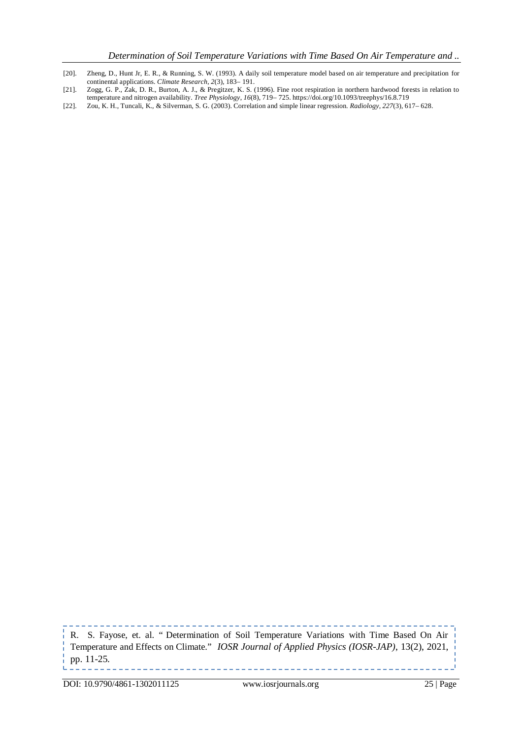[20]. Zheng, D., Hunt Jr, E. R., & Running, S. W. (1993). A daily soil temperature model based on air temperature and precipitation for continental applications. *Climate Research*, *2*(3), 183– 191.

[21]. Zogg, G. P., Zak, D. R., Burton, A. J., & Pregitzer, K. S. (1996). Fine root respiration in northern hardwood forests in relation to temperature and nitrogen availability. *Tree Physiology*, *16*(8), 719– 725. https://doi.org/10.1093/treephys/16.8.719

[22]. Zou, K. H., Tuncali, K., & Silverman, S. G. (2003). Correlation and simple linear regression. *Radiology*, *227*(3), 617– 628.

R. S. Fayose, et. al. " Determination of Soil Temperature Variations with Time Based On Air Temperature and Effects on Climate." *IOSR Journal of Applied Physics (IOSR-JAP)*, 13(2), 2021, pp. 11-25.